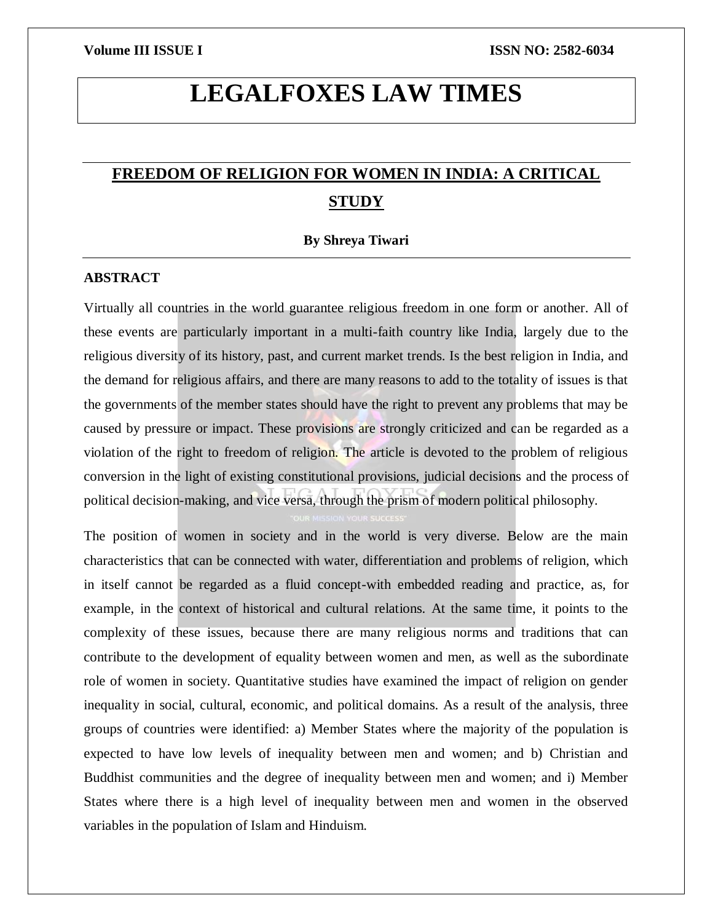# LEGALFOXES LAW TIMES

## FREEDOM OF RELIGION FOR WOMEN IN INDIA: A CRITICAL STUDY

**By Shreya Tiwari**

### ABSTRACT

Virtually all countries in the world guarantee religious freedom in one form or another. All of these events are particularly important in a multi-faith country like India, largely due to the religious diversity of its history, past, and current market trends. Is the best religion in India, and the demand for religious affairs, and there are many reasons to add to the totality of issues is that the governments of the member states should have the right to prevent any problems that may be caused by pressure or impact. These provisions are strongly criticized and can be regarded as a violation of the right to freedom of religion. The article is devoted to the problem of religious conversion in the light of existing constitutional provisions, judicial decisions and the process of political decision-making, and vice versa, through the prism of modern political philosophy.

The position of women in society and in the world is very diverse. Below are the main characteristics that can be connected with water, differentiation and problems of religion, which in itself cannot be regarded as a fluid concept-with embedded reading and practice, as, for example, in the context of historical and cultural relations. At the same time, it points to the complexity of these issues, because there are many religious norms and traditions that can contribute to the development of equality between women and men, as well as the subordinate role of women in society. Quantitative studies have examined the impact of religion on gender inequality in social, cultural, economic, and political domains. As a result of the analysis, three groups of countries were identified: a) Member States where the majority of the population is expected to have low levels of inequality between men and women; and b) Christian and Buddhist communities and the degree of inequality between men and women; and i) Member States where there is a high level of inequality between men and women in the observed variables in the population of Islam and Hinduism.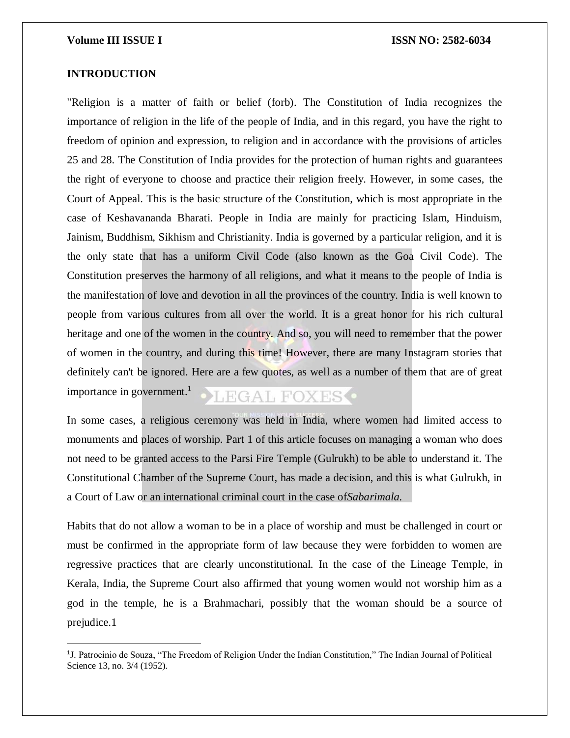## INTRODUCTION

"Religion is a matter of faith or belief (forb). The Constitution of India recognizes the importance of religion in the life of the people of India, and in this regard, you have the right to freedom of opinion and expression, to religion and in accordance with the provisions of articles 25 and 28. The Constitution of India provides for the protection of human rights and guarantees the right of everyone to choose and practice their religion freely. However, in some cases, the Court of Appeal. This is the basic structure of the Constitution, which is most appropriate in the case of Keshavananda Bharati. People in India are mainly for practicing Islam, Hinduism, Jainism, Buddhism, Sikhism and Christianity. India is governed by a particular religion, and it is the only state that has a uniform Civil Code (also known as the Goa Civil Code). The Constitution preserves the harmony of all religions, and what it means to the people of India is the manifestation of love and devotion in all the provinces of the country. India is well known to people from various cultures from all over the world. It is a great honor for his rich cultural heritage and one of the women in the country. And so, you will need to remember that the power of women in the country, and during this time! However, there are many Instagram stories that definitely can't be ignored. Here are a few quotes, as well as a number of them that are of great importance in government.[1]

In some cases, a religious ceremony was held in India, where women had limited access to monuments and places of worship. Part 1 of this article focuses on managing a woman who does not need to be granted access to the Parsi Fire Temple (Gulrukh) to be able to understand it. The Constitutional Chamber of the Supreme Court, has made a decision, and this is what Gulrukh, in a Court of Law or an international criminal court in the case of*Sabarimala.*

Habits that do not allow a woman to be in a place of worship and must be challenged in court or must be confirmed in the appropriate form of law because they were forbidden to women are regressive practices that are clearly unconstitutional. In the case of the Lineage Temple, in Kerala, India, the Supreme Court also affirmed that young women would not worship him as a god in the temple, he is a Brahmachari, possibly that the woman should be a source of prejudice.1

[1]J. Patrocinio de Souza, "The Freedom of Religion Under the Indian Constitution," The Indian Journal of Political Science 13, no. 3/4 (1952).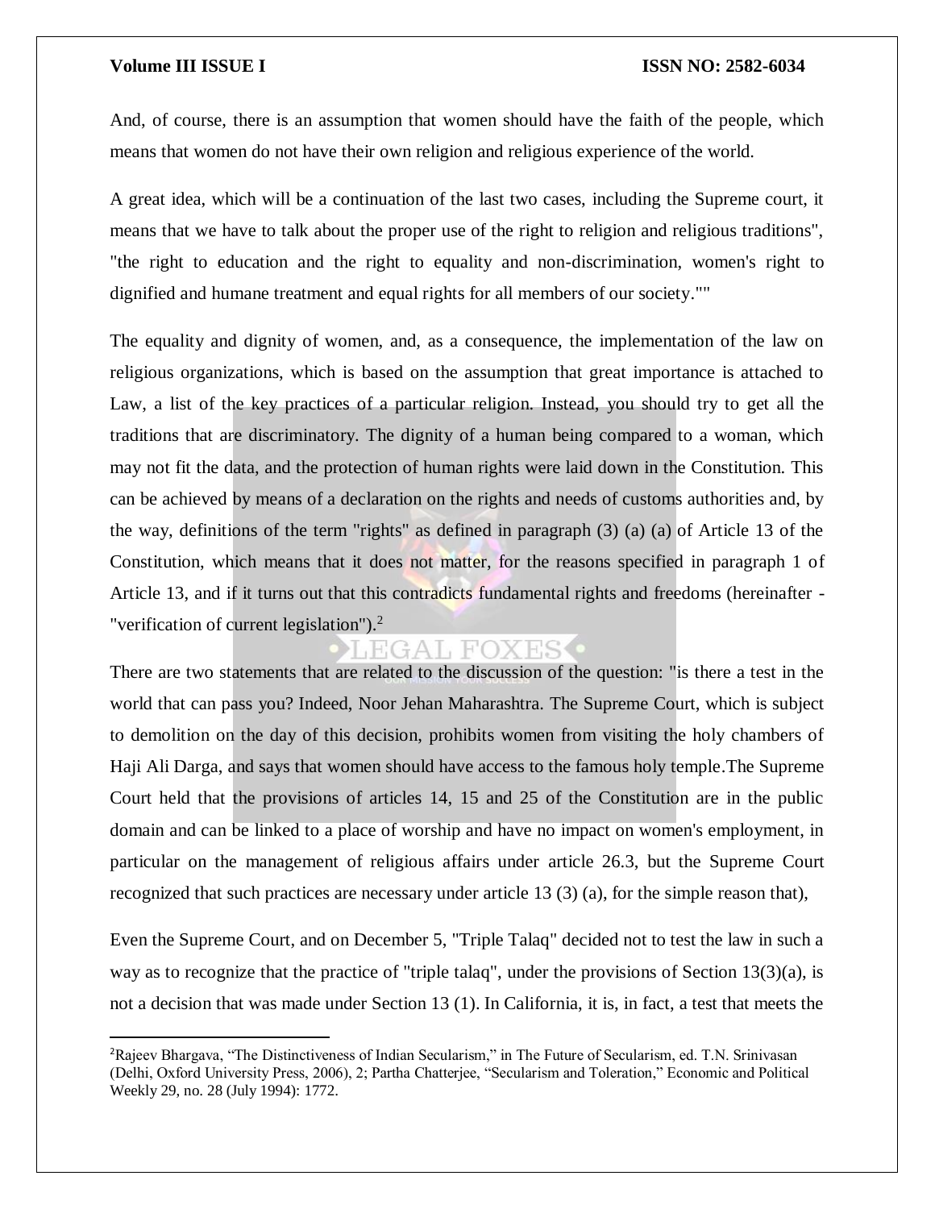And, of course, there is an assumption that women should have the faith of the people, which means that women do not have their own religion and religious experience of the world.

A great idea, which will be a continuation of the last two cases, including the Supreme court, it means that we have to talk about the proper use of the right to religion and religious traditions", "the right to education and the right to equality and non-discrimination, women's right to dignified and humane treatment and equal rights for all members of our society.""

The equality and dignity of women, and, as a consequence, the implementation of the law on religious organizations, which is based on the assumption that great importance is attached to Law, a list of the key practices of a particular religion. Instead, you should try to get all the traditions that are discriminatory. The dignity of a human being compared to a woman, which may not fit the data, and the protection of human rights were laid down in the Constitution. This can be achieved by means of a declaration on the rights and needs of customs authorities and, by the way, definitions of the term "rights" as defined in paragraph (3) (a) (a) of Article 13 of the Constitution, which means that it does not matter, for the reasons specified in paragraph 1 of Article 13, and if it turns out that this contradicts fundamental rights and freedoms (hereinafter - "verification of current legislation").[2]

There are two statements that are related to the discussion of the question: "is there a test in the world that can pass you? Indeed, Noor Jehan Maharashtra. The Supreme Court, which is subject to demolition on the day of this decision, prohibits women from visiting the holy chambers of Haji Ali Darga, and says that women should have access to the famous holy temple.The Supreme Court held that the provisions of articles 14, 15 and 25 of the Constitution are in the public domain and can be linked to a place of worship and have no impact on women's employment, in particular on the management of religious affairs under article 26.3, but the Supreme Court recognized that such practices are necessary under article 13 (3) (a), for the simple reason that),

Even the Supreme Court, and on December 5, "Triple Talaq" decided not to test the law in such a way as to recognize that the practice of "triple talaq", under the provisions of Section 13(3)(a), is not a decision that was made under Section 13 (1). In California, it is, in fact, a test that meets the

---

[2] Rajeev Bhargava, "The Distinctiveness of Indian Secularism," in The Future of Secularism, ed. T.N. Srinivasan (Delhi, Oxford University Press, 2006), 2; Partha Chatterjee, "Secularism and Toleration," Economic and Political Weekly 29, no. 28 (July 1994): 1772.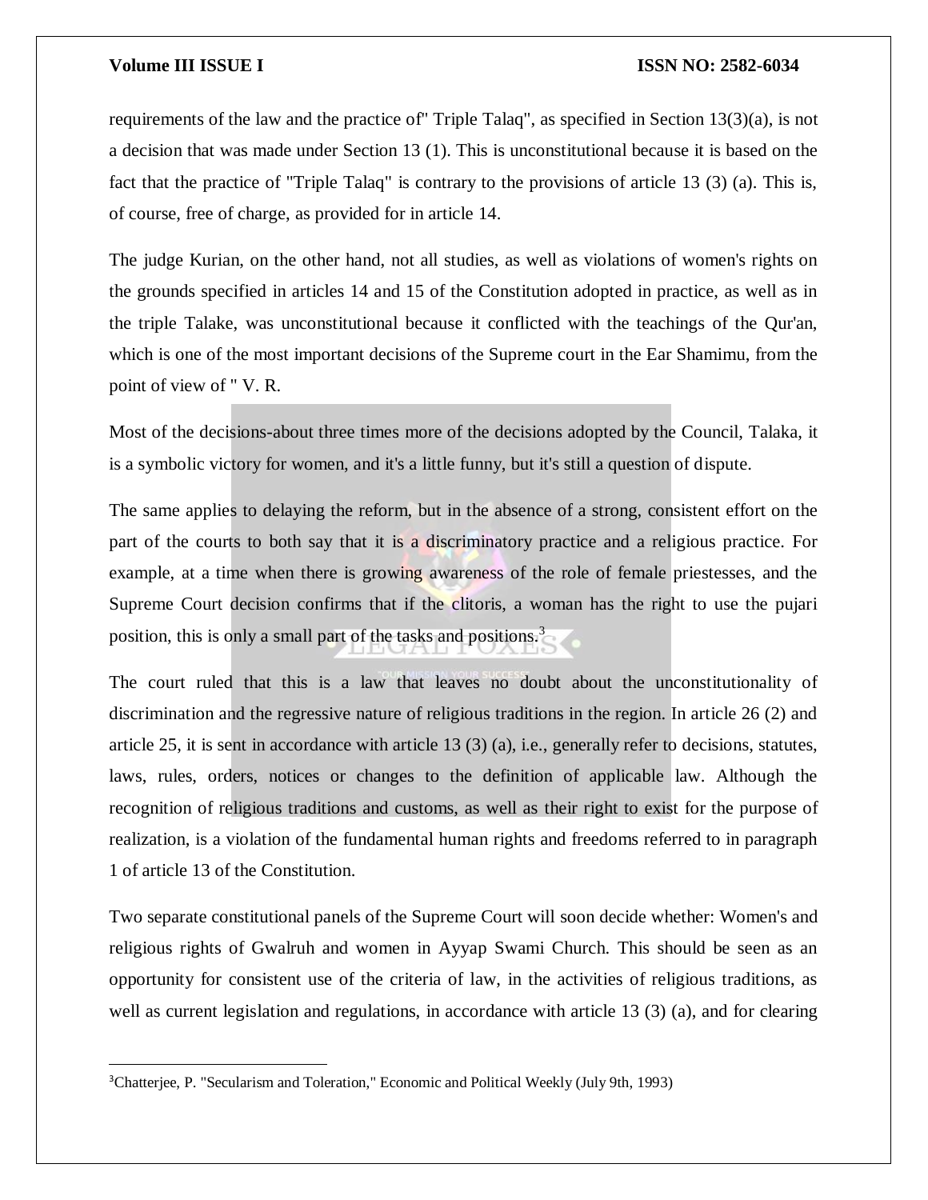requirements of the law and the practice of" Triple Talaq", as specified in Section 13(3)(a), is not a decision that was made under Section 13 (1). This is unconstitutional because it is based on the fact that the practice of "Triple Talaq" is contrary to the provisions of article 13 (3) (a). This is, of course, free of charge, as provided for in article 14.

The judge Kurian, on the other hand, not all studies, as well as violations of women's rights on the grounds specified in articles 14 and 15 of the Constitution adopted in practice, as well as in the triple Talake, was unconstitutional because it conflicted with the teachings of the Qur'an, which is one of the most important decisions of the Supreme court in the Ear Shamimu, from the point of view of " V. R.

Most of the decisions-about three times more of the decisions adopted by the Council, Talaka, it is a symbolic victory for women, and it's a little funny, but it's still a question of dispute.

The same applies to delaying the reform, but in the absence of a strong, consistent effort on the part of the courts to both say that it is a discriminatory practice and a religious practice. For example, at a time when there is growing awareness of the role of female priestesses, and the Supreme Court decision confirms that if the clitoris, a woman has the right to use the pujari position, this is only a small part of the tasks and positions.[3]

The court ruled that this is a law that leaves no doubt about the unconstitutionality of discrimination and the regressive nature of religious traditions in the region. In article 26 (2) and article 25, it is sent in accordance with article 13 (3) (a), i.e., generally refer to decisions, statutes, laws, rules, orders, notices or changes to the definition of applicable law. Although the recognition of religious traditions and customs, as well as their right to exist for the purpose of realization, is a violation of the fundamental human rights and freedoms referred to in paragraph 1 of article 13 of the Constitution.

Two separate constitutional panels of the Supreme Court will soon decide whether: Women's and religious rights of Gwalruh and women in Ayyap Swami Church. This should be seen as an opportunity for consistent use of the criteria of law, in the activities of religious traditions, as well as current legislation and regulations, in accordance with article 13 (3) (a), and for clearing

---

[3] Chatterjee, P. "Secularism and Toleration," Economic and Political Weekly (July 9th, 1993)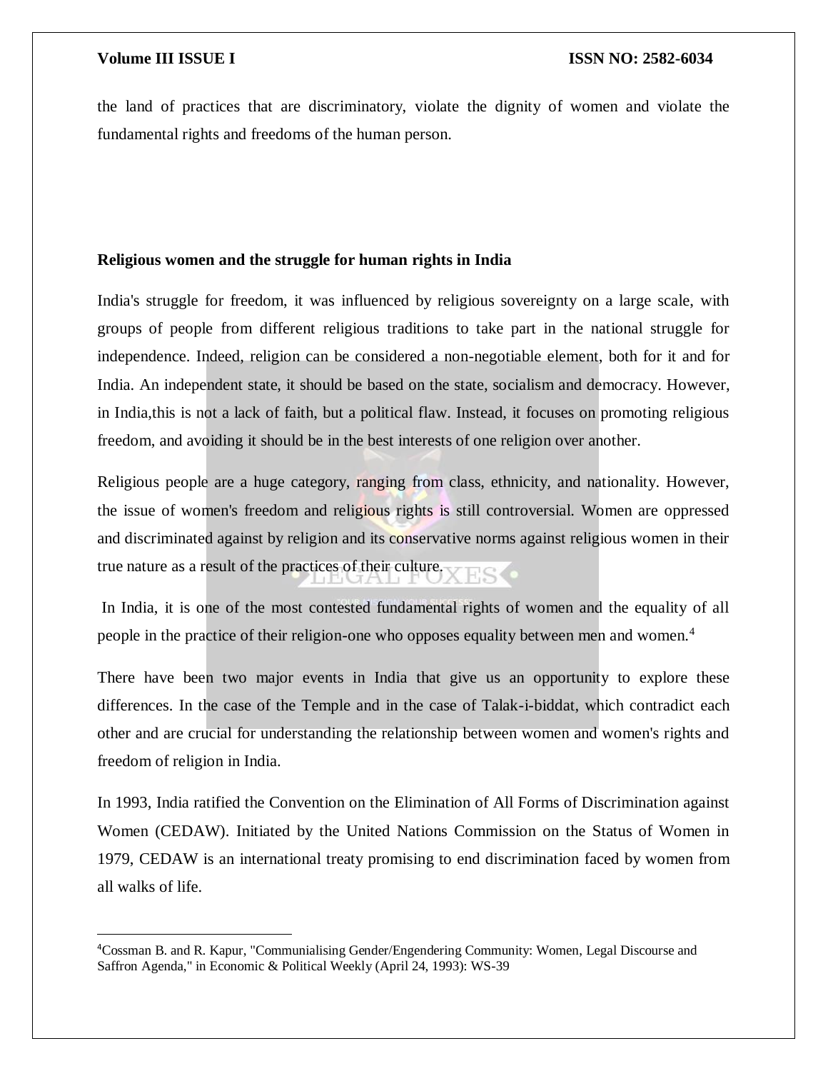the land of practices that are discriminatory, violate the dignity of women and violate the fundamental rights and freedoms of the human person.

### Religious women and the struggle for human rights in India

India's struggle for freedom, it was influenced by religious sovereignty on a large scale, with groups of people from different religious traditions to take part in the national struggle for independence. Indeed, religion can be considered a non-negotiable element, both for it and for India. An independent state, it should be based on the state, socialism and democracy. However, in India,this is not a lack of faith, but a political flaw. Instead, it focuses on promoting religious freedom, and avoiding it should be in the best interests of one religion over another.

Religious people are a huge category, ranging from class, ethnicity, and nationality. However, the issue of women's freedom and religious rights is still controversial. Women are oppressed and discriminated against by religion and its conservative norms against religious women in their true nature as a result of the practices of their culture.

In India, it is one of the most contested fundamental rights of women and the equality of all people in the practice of their religion-one who opposes equality between men and women.[4]

There have been two major events in India that give us an opportunity to explore these differences. In the case of the Temple and in the case of Talak-i-biddat, which contradict each other and are crucial for understanding the relationship between women and women's rights and freedom of religion in India.

In 1993, India ratified the Convention on the Elimination of All Forms of Discrimination against Women (CEDAW). Initiated by the United Nations Commission on the Status of Women in 1979, CEDAW is an international treaty promising to end discrimination faced by women from all walks of life.

---

[4] Cossman B. and R. Kapur, "Communialising Gender/Engendering Community: Women, Legal Discourse and Saffron Agenda," in Economic & Political Weekly (April 24, 1993): WS-39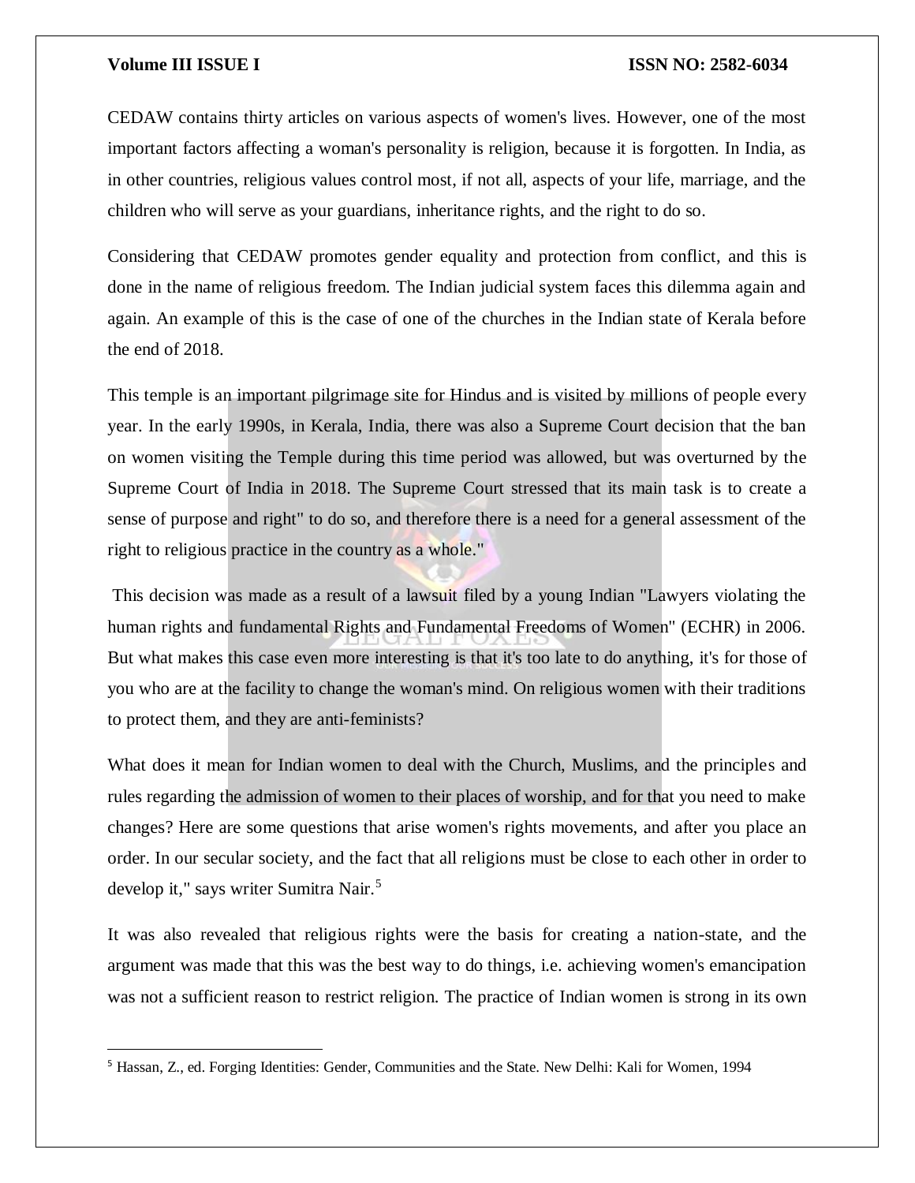CEDAW contains thirty articles on various aspects of women's lives. However, one of the most important factors affecting a woman's personality is religion, because it is forgotten. In India, as in other countries, religious values control most, if not all, aspects of your life, marriage, and the children who will serve as your guardians, inheritance rights, and the right to do so.

Considering that CEDAW promotes gender equality and protection from conflict, and this is done in the name of religious freedom. The Indian judicial system faces this dilemma again and again. An example of this is the case of one of the churches in the Indian state of Kerala before the end of 2018.

This temple is an important pilgrimage site for Hindus and is visited by millions of people every year. In the early 1990s, in Kerala, India, there was also a Supreme Court decision that the ban on women visiting the Temple during this time period was allowed, but was overturned by the Supreme Court of India in 2018. The Supreme Court stressed that its main task is to create a sense of purpose and right" to do so, and therefore there is a need for a general assessment of the right to religious practice in the country as a whole."

This decision was made as a result of a lawsuit filed by a young Indian "Lawyers violating the human rights and fundamental Rights and Fundamental Freedoms of Women" (ECHR) in 2006. But what makes this case even more interesting is that it's too late to do anything, it's for those of you who are at the facility to change the woman's mind. On religious women with their traditions to protect them, and they are anti-feminists?

What does it mean for Indian women to deal with the Church, Muslims, and the principles and rules regarding the admission of women to their places of worship, and for that you need to make changes? Here are some questions that arise women's rights movements, and after you place an order. In our secular society, and the fact that all religions must be close to each other in order to develop it," says writer Sumitra Nair.[5]

It was also revealed that religious rights were the basis for creating a nation-state, and the argument was made that this was the best way to do things, i.e. achieving women's emancipation was not a sufficient reason to restrict religion. The practice of Indian women is strong in its own

[5] Hassan, Z., ed. Forging Identities: Gender, Communities and the State. New Delhi: Kali for Women, 1994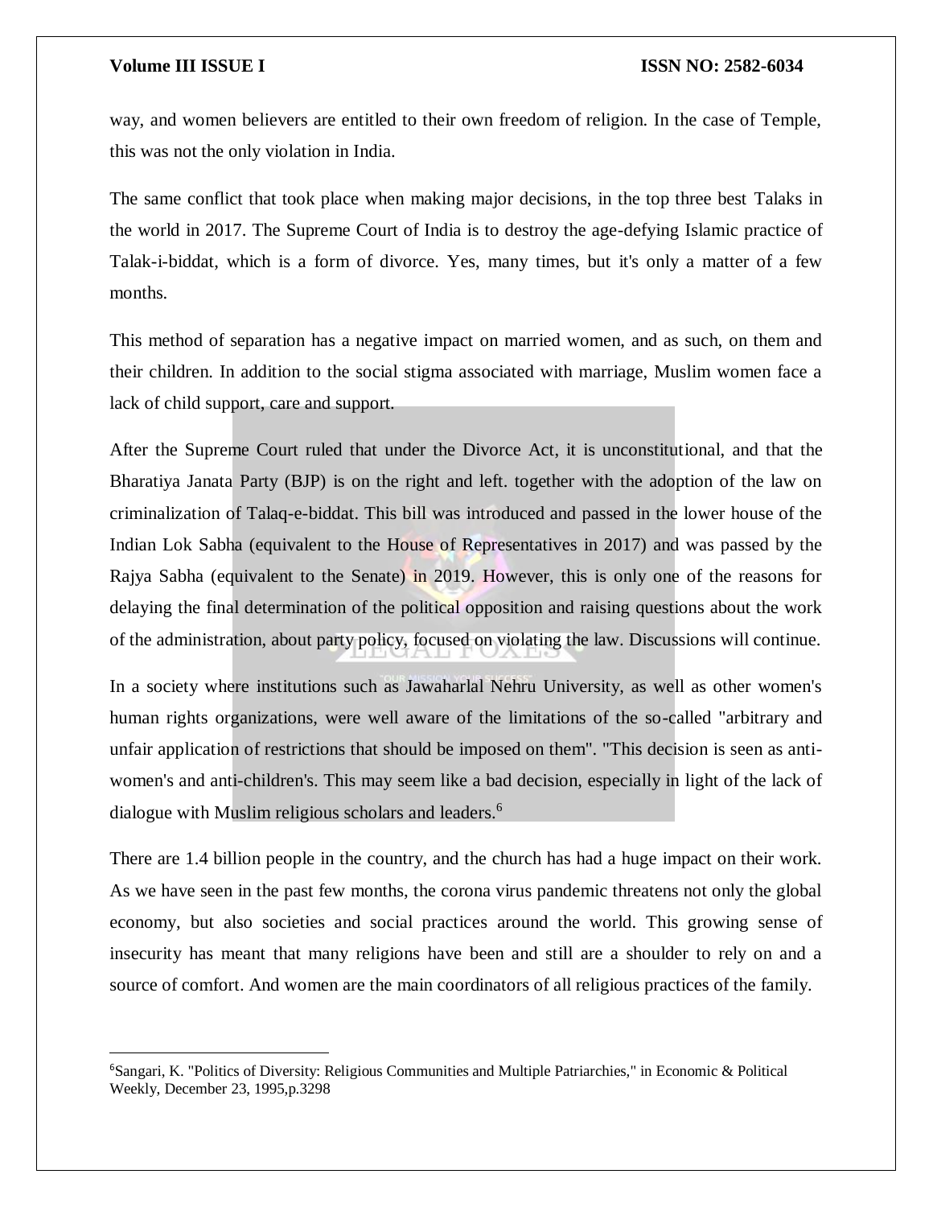way, and women believers are entitled to their own freedom of religion. In the case of Temple, this was not the only violation in India.

The same conflict that took place when making major decisions, in the top three best Talaks in the world in 2017. The Supreme Court of India is to destroy the age-defying Islamic practice of Talak-i-biddat, which is a form of divorce. Yes, many times, but it's only a matter of a few months.

This method of separation has a negative impact on married women, and as such, on them and their children. In addition to the social stigma associated with marriage, Muslim women face a lack of child support, care and support.

After the Supreme Court ruled that under the Divorce Act, it is unconstitutional, and that the Bharatiya Janata Party (BJP) is on the right and left. together with the adoption of the law on criminalization of Talaq-e-biddat. This bill was introduced and passed in the lower house of the Indian Lok Sabha (equivalent to the House of Representatives in 2017) and was passed by the Rajya Sabha (equivalent to the Senate) in 2019. However, this is only one of the reasons for delaying the final determination of the political opposition and raising questions about the work of the administration, about party policy, focused on violating the law. Discussions will continue.

In a society where institutions such as Jawaharlal Nehru University, as well as other women's human rights organizations, were well aware of the limitations of the so-called "arbitrary and unfair application of restrictions that should be imposed on them". "This decision is seen as anti-women's and anti-children's. This may seem like a bad decision, especially in light of the lack of dialogue with Muslim religious scholars and leaders.[6]

There are 1.4 billion people in the country, and the church has had a huge impact on their work. As we have seen in the past few months, the corona virus pandemic threatens not only the global economy, but also societies and social practices around the world. This growing sense of insecurity has meant that many religions have been and still are a shoulder to rely on and a source of comfort. And women are the main coordinators of all religious practices of the family.

---

[6] Sangari, K. "Politics of Diversity: Religious Communities and Multiple Patriarchies," in Economic & Political Weekly, December 23, 1995,p.3298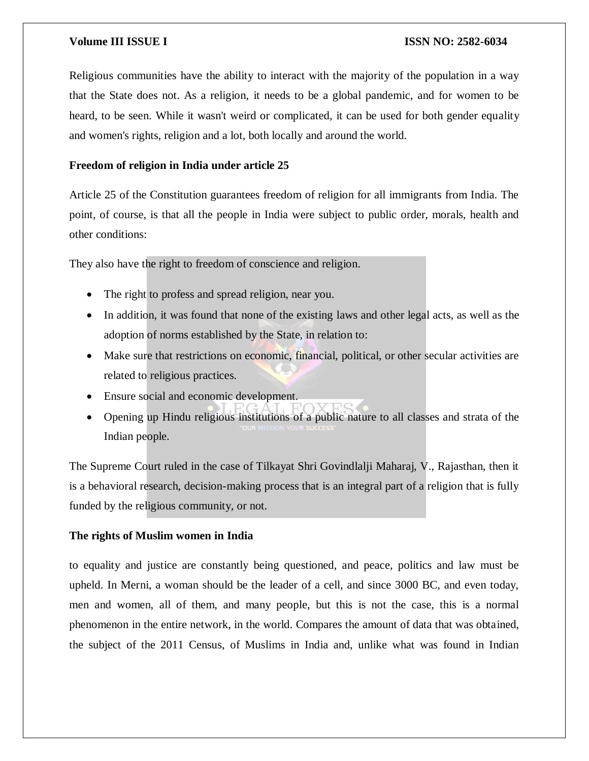Religious communities have the ability to interact with the majority of the population in a way that the State does not. As a religion, it needs to be a global pandemic, and for women to be heard, to be seen. While it wasn't weird or complicated, it can be used for both gender equality and women's rights, religion and a lot, both locally and around the world.

**Freedom of religion in India under article 25**

Article 25 of the Constitution guarantees freedom of religion for all immigrants from India. The point, of course, is that all the people in India were subject to public order, morals, health and other conditions:

They also have the right to freedom of conscience and religion.

- The right to profess and spread religion, near you.
- In addition, it was found that none of the existing laws and other legal acts, as well as the adoption of norms established by the State, in relation to:
- Make sure that restrictions on economic, financial, political, or other secular activities are related to religious practices.
- Ensure social and economic development.
- Opening up Hindu religious institutions of a public nature to all classes and strata of the Indian people.

The Supreme Court ruled in the case of Tilkayat Shri Govindlalji Maharaj, V., Rajasthan, then it is a behavioral research, decision-making process that is an integral part of a religion that is fully funded by the religious community, or not.

**The rights of Muslim women in India**

to equality and justice are constantly being questioned, and peace, politics and law must be upheld. In Merni, a woman should be the leader of a cell, and since 3000 BC, and even today, men and women, all of them, and many people, but this is not the case, this is a normal phenomenon in the entire network, in the world. Compares the amount of data that was obtained, the subject of the 2011 Census, of Muslims in India and, unlike what was found in Indian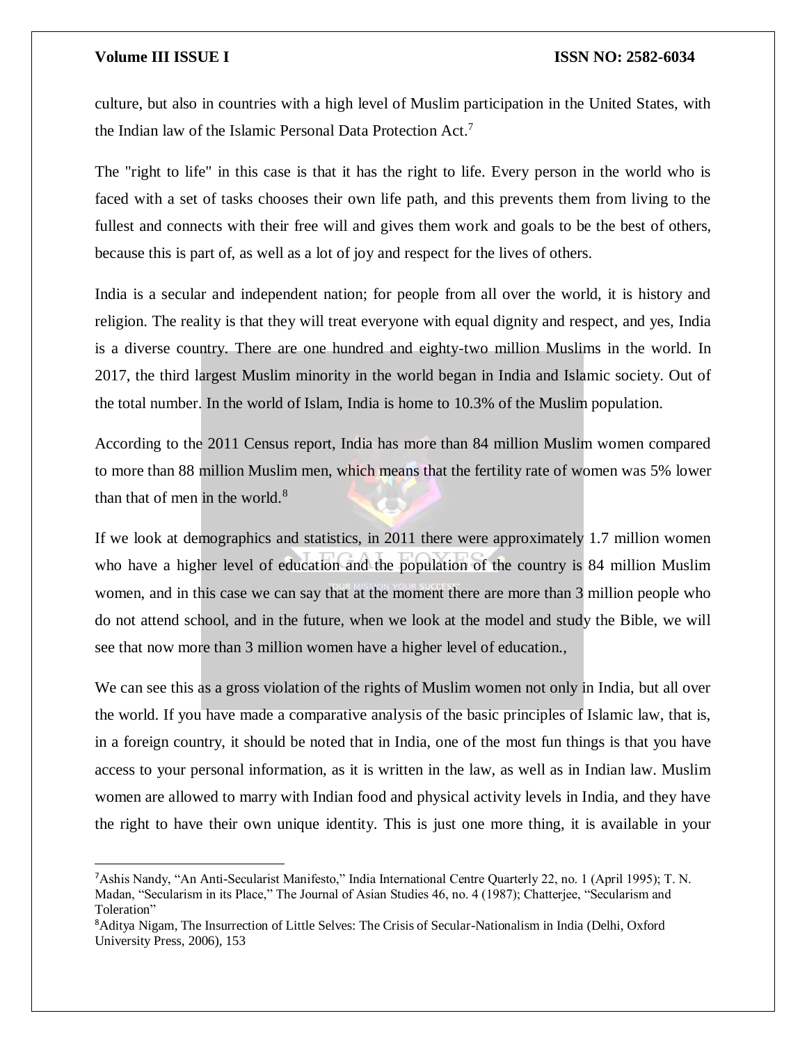culture, but also in countries with a high level of Muslim participation in the United States, with the Indian law of the Islamic Personal Data Protection Act.[7]

The "right to life" in this case is that it has the right to life. Every person in the world who is faced with a set of tasks chooses their own life path, and this prevents them from living to the fullest and connects with their free will and gives them work and goals to be the best of others, because this is part of, as well as a lot of joy and respect for the lives of others.

India is a secular and independent nation; for people from all over the world, it is history and religion. The reality is that they will treat everyone with equal dignity and respect, and yes, India is a diverse country. There are one hundred and eighty-two million Muslims in the world. In 2017, the third largest Muslim minority in the world began in India and Islamic society. Out of the total number. In the world of Islam, India is home to 10.3% of the Muslim population.

According to the 2011 Census report, India has more than 84 million Muslim women compared to more than 88 million Muslim men, which means that the fertility rate of women was 5% lower than that of men in the world.[8]

If we look at demographics and statistics, in 2011 there were approximately 1.7 million women who have a higher level of education and the population of the country is 84 million Muslim women, and in this case we can say that at the moment there are more than 3 million people who do not attend school, and in the future, when we look at the model and study the Bible, we will see that now more than 3 million women have a higher level of education.,

We can see this as a gross violation of the rights of Muslim women not only in India, but all over the world. If you have made a comparative analysis of the basic principles of Islamic law, that is, in a foreign country, it should be noted that in India, one of the most fun things is that you have access to your personal information, as it is written in the law, as well as in Indian law. Muslim women are allowed to marry with Indian food and physical activity levels in India, and they have the right to have their own unique identity. This is just one more thing, it is available in your

---

[7] Ashis Nandy, "An Anti-Secularist Manifesto," India International Centre Quarterly 22, no. 1 (April 1995); T. N. Madan, "Secularism in its Place," The Journal of Asian Studies 46, no. 4 (1987); Chatterjee, "Secularism and Toleration"

[8] Aditya Nigam, The Insurrection of Little Selves: The Crisis of Secular-Nationalism in India (Delhi, Oxford University Press, 2006), 153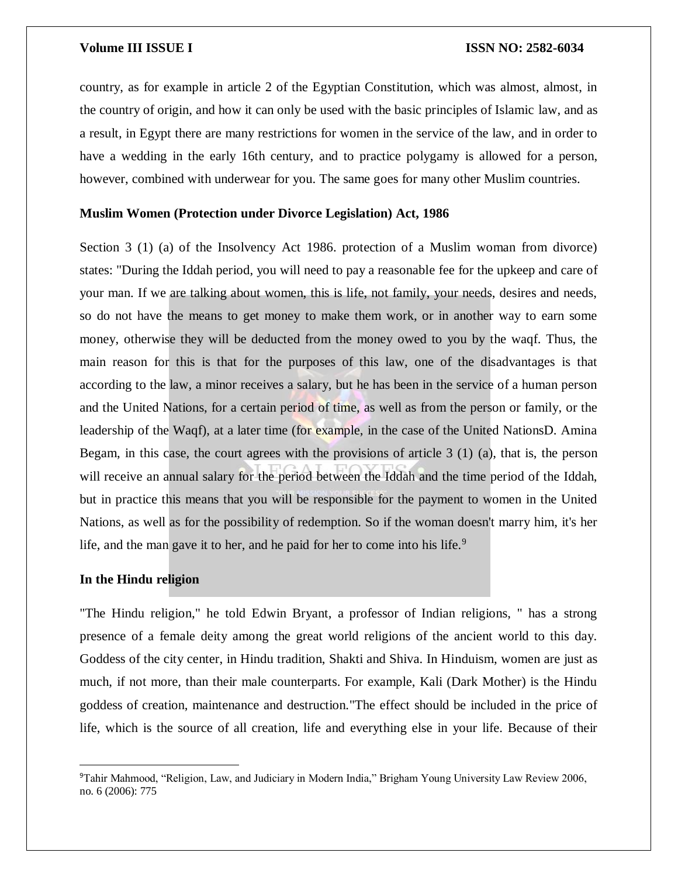country, as for example in article 2 of the Egyptian Constitution, which was almost, almost, in the country of origin, and how it can only be used with the basic principles of Islamic law, and as a result, in Egypt there are many restrictions for women in the service of the law, and in order to have a wedding in the early 16th century, and to practice polygamy is allowed for a person, however, combined with underwear for you. The same goes for many other Muslim countries.

**Muslim Women (Protection under Divorce Legislation) Act, 1986**

Section 3 (1) (a) of the Insolvency Act 1986. protection of a Muslim woman from divorce) states: "During the Iddah period, you will need to pay a reasonable fee for the upkeep and care of your man. If we are talking about women, this is life, not family, your needs, desires and needs, so do not have the means to get money to make them work, or in another way to earn some money, otherwise they will be deducted from the money owed to you by the waqf. Thus, the main reason for this is that for the purposes of this law, one of the disadvantages is that according to the law, a minor receives a salary, but he has been in the service of a human person and the United Nations, for a certain period of time, as well as from the person or family, or the leadership of the Waqf), at a later time (for example, in the case of the United NationsD. Amina Begam, in this case, the court agrees with the provisions of article 3 (1) (a), that is, the person will receive an annual salary for the period between the Iddah and the time period of the Iddah, but in practice this means that you will be responsible for the payment to women in the United Nations, as well as for the possibility of redemption. So if the woman doesn't marry him, it's her life, and the man gave it to her, and he paid for her to come into his life.[9]

**In the Hindu religion**

"The Hindu religion," he told Edwin Bryant, a professor of Indian religions, " has a strong presence of a female deity among the great world religions of the ancient world to this day. Goddess of the city center, in Hindu tradition, Shakti and Shiva. In Hinduism, women are just as much, if not more, than their male counterparts. For example, Kali (Dark Mother) is the Hindu goddess of creation, maintenance and destruction."The effect should be included in the price of life, which is the source of all creation, life and everything else in your life. Because of their

[9]Tahir Mahmood, "Religion, Law, and Judiciary in Modern India," Brigham Young University Law Review 2006, no. 6 (2006): 775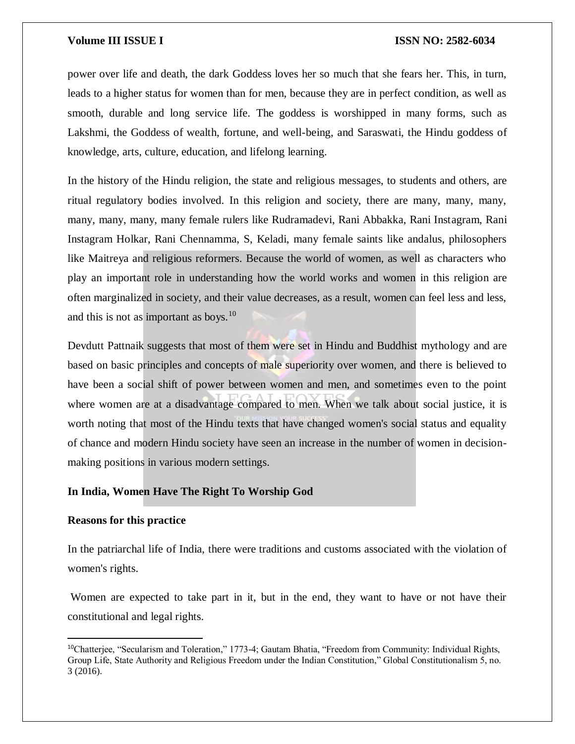power over life and death, the dark Goddess loves her so much that she fears her. This, in turn, leads to a higher status for women than for men, because they are in perfect condition, as well as smooth, durable and long service life. The goddess is worshipped in many forms, such as Lakshmi, the Goddess of wealth, fortune, and well-being, and Saraswati, the Hindu goddess of knowledge, arts, culture, education, and lifelong learning.

In the history of the Hindu religion, the state and religious messages, to students and others, are ritual regulatory bodies involved. In this religion and society, there are many, many, many, many, many, many, many female rulers like Rudramadevi, Rani Abbakka, Rani Instagram, Rani Instagram Holkar, Rani Chennamma, S, Keladi, many female saints like andalus, philosophers like Maitreya and religious reformers. Because the world of women, as well as characters who play an important role in understanding how the world works and women in this religion are often marginalized in society, and their value decreases, as a result, women can feel less and less, and this is not as important as boys.[10]

Devdutt Pattnaik suggests that most of them were set in Hindu and Buddhist mythology and are based on basic principles and concepts of male superiority over women, and there is believed to have been a social shift of power between women and men, and sometimes even to the point where women are at a disadvantage compared to men. When we talk about social justice, it is worth noting that most of the Hindu texts that have changed women's social status and equality of chance and modern Hindu society have seen an increase in the number of women in decision-making positions in various modern settings.

**In India, Women Have The Right To Worship God**

**Reasons for this practice**

In the patriarchal life of India, there were traditions and customs associated with the violation of women's rights.

Women are expected to take part in it, but in the end, they want to have or not have their constitutional and legal rights.

---

[10] Chatterjee, "Secularism and Toleration," 1773-4; Gautam Bhatia, "Freedom from Community: Individual Rights, Group Life, State Authority and Religious Freedom under the Indian Constitution," Global Constitutionalism 5, no. 3 (2016).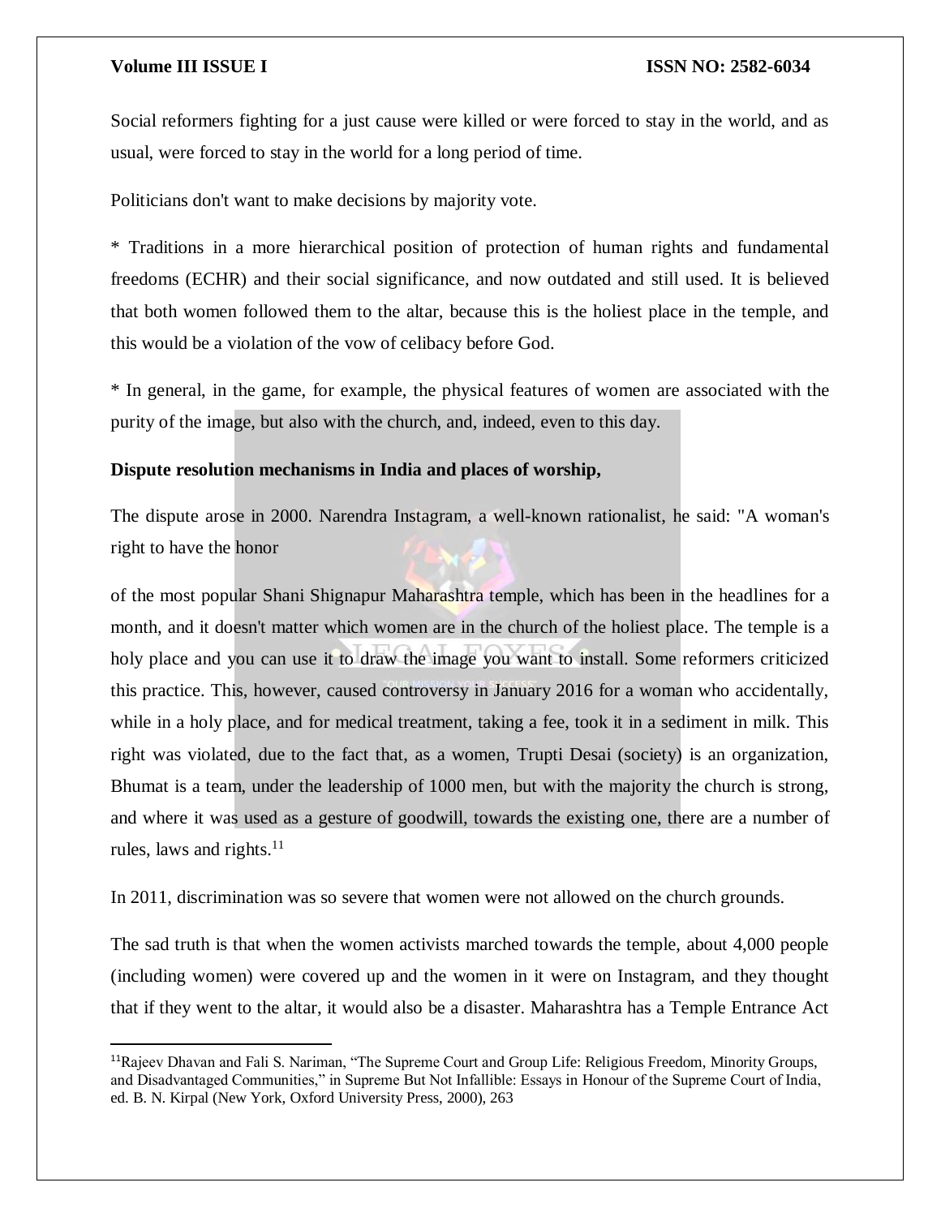Social reformers fighting for a just cause were killed or were forced to stay in the world, and as usual, were forced to stay in the world for a long period of time.

Politicians don't want to make decisions by majority vote.

* Traditions in a more hierarchical position of protection of human rights and fundamental freedoms (ECHR) and their social significance, and now outdated and still used. It is believed that both women followed them to the altar, because this is the holiest place in the temple, and this would be a violation of the vow of celibacy before God.

* In general, in the game, for example, the physical features of women are associated with the purity of the image, but also with the church, and, indeed, even to this day.

**Dispute resolution mechanisms in India and places of worship,**

The dispute arose in 2000. Narendra Instagram, a well-known rationalist, he said: "A woman's right to have the honor

of the most popular Shani Shignapur Maharashtra temple, which has been in the headlines for a month, and it doesn't matter which women are in the church of the holiest place. The temple is a holy place and you can use it to draw the image you want to install. Some reformers criticized this practice. This, however, caused controversy in January 2016 for a woman who accidentally, while in a holy place, and for medical treatment, taking a fee, took it in a sediment in milk. This right was violated, due to the fact that, as a women, Trupti Desai (society) is an organization, Bhumat is a team, under the leadership of 1000 men, but with the majority the church is strong, and where it was used as a gesture of goodwill, towards the existing one, there are a number of rules, laws and rights.[11]

In 2011, discrimination was so severe that women were not allowed on the church grounds.

The sad truth is that when the women activists marched towards the temple, about 4,000 people (including women) were covered up and the women in it were on Instagram, and they thought that if they went to the altar, it would also be a disaster. Maharashtra has a Temple Entrance Act

---

[11] Rajeev Dhavan and Fali S. Nariman, "The Supreme Court and Group Life: Religious Freedom, Minority Groups, and Disadvantaged Communities," in Supreme But Not Infallible: Essays in Honour of the Supreme Court of India, ed. B. N. Kirpal (New York, Oxford University Press, 2000), 263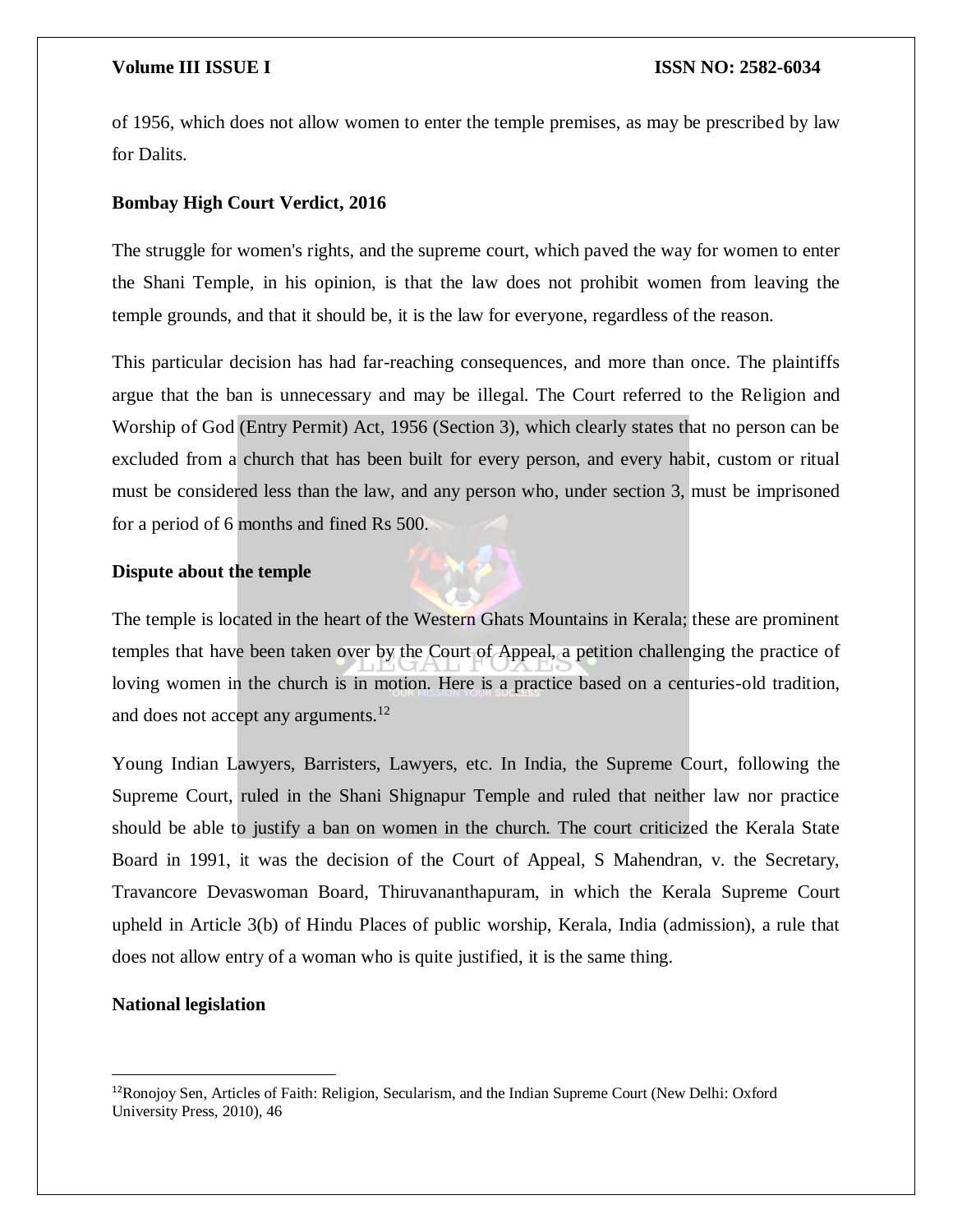of 1956, which does not allow women to enter the temple premises, as may be prescribed by law for Dalits.

**Bombay High Court Verdict, 2016**

The struggle for women's rights, and the supreme court, which paved the way for women to enter the Shani Temple, in his opinion, is that the law does not prohibit women from leaving the temple grounds, and that it should be, it is the law for everyone, regardless of the reason.

This particular decision has had far-reaching consequences, and more than once. The plaintiffs argue that the ban is unnecessary and may be illegal. The Court referred to the Religion and Worship of God (Entry Permit) Act, 1956 (Section 3), which clearly states that no person can be excluded from a church that has been built for every person, and every habit, custom or ritual must be considered less than the law, and any person who, under section 3, must be imprisoned for a period of 6 months and fined Rs 500.

**Dispute about the temple**

The temple is located in the heart of the Western Ghats Mountains in Kerala; these are prominent temples that have been taken over by the Court of Appeal, a petition challenging the practice of loving women in the church is in motion. Here is a practice based on a centuries-old tradition, and does not accept any arguments.[12]

Young Indian Lawyers, Barristers, Lawyers, etc. In India, the Supreme Court, following the Supreme Court, ruled in the Shani Shignapur Temple and ruled that neither law nor practice should be able to justify a ban on women in the church. The court criticized the Kerala State Board in 1991, it was the decision of the Court of Appeal, S Mahendran, v. the Secretary, Travancore Devaswoman Board, Thiruvananthapuram, in which the Kerala Supreme Court upheld in Article 3(b) of Hindu Places of public worship, Kerala, India (admission), a rule that does not allow entry of a woman who is quite justified, it is the same thing.

**National legislation**

---

[12] Ronojoy Sen, Articles of Faith: Religion, Secularism, and the Indian Supreme Court (New Delhi: Oxford University Press, 2010), 46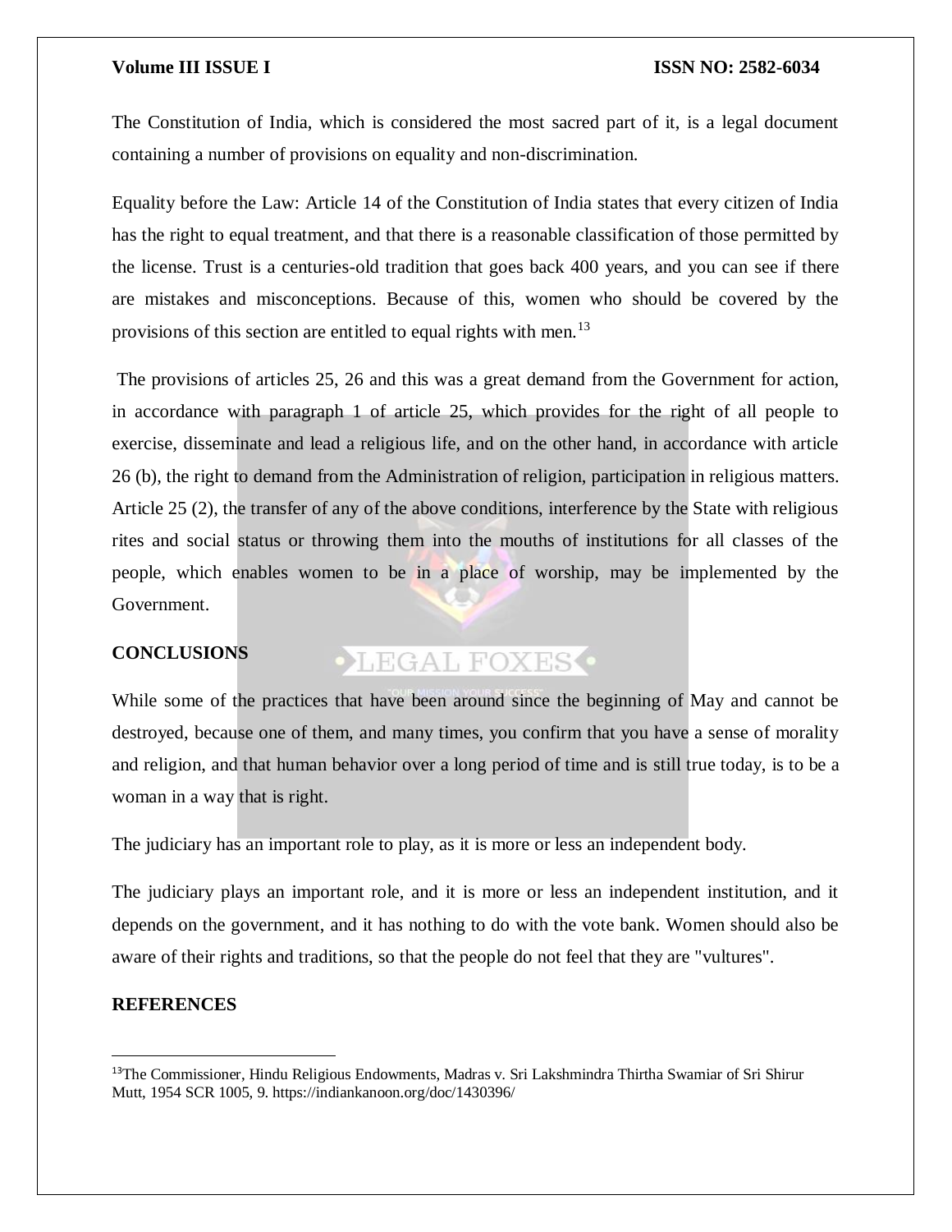The Constitution of India, which is considered the most sacred part of it, is a legal document containing a number of provisions on equality and non-discrimination.

Equality before the Law: Article 14 of the Constitution of India states that every citizen of India has the right to equal treatment, and that there is a reasonable classification of those permitted by the license. Trust is a centuries-old tradition that goes back 400 years, and you can see if there are mistakes and misconceptions. Because of this, women who should be covered by the provisions of this section are entitled to equal rights with men.[13]

The provisions of articles 25, 26 and this was a great demand from the Government for action, in accordance with paragraph 1 of article 25, which provides for the right of all people to exercise, disseminate and lead a religious life, and on the other hand, in accordance with article 26 (b), the right to demand from the Administration of religion, participation in religious matters. Article 25 (2), the transfer of any of the above conditions, interference by the State with religious rites and social status or throwing them into the mouths of institutions for all classes of the people, which enables women to be in a place of worship, may be implemented by the Government.

## CONCLUSIONS

While some of the practices that have been around since the beginning of May and cannot be destroyed, because one of them, and many times, you confirm that you have a sense of morality and religion, and that human behavior over a long period of time and is still true today, is to be a woman in a way that is right.

The judiciary has an important role to play, as it is more or less an independent body.

The judiciary plays an important role, and it is more or less an independent institution, and it depends on the government, and it has nothing to do with the vote bank. Women should also be aware of their rights and traditions, so that the people do not feel that they are "vultures".

## REFERENCES

[13] The Commissioner, Hindu Religious Endowments, Madras v. Sri Lakshmindra Thirtha Swamiar of Sri Shirur Mutt, 1954 SCR 1005, 9. https://indiankanoon.org/doc/1430396/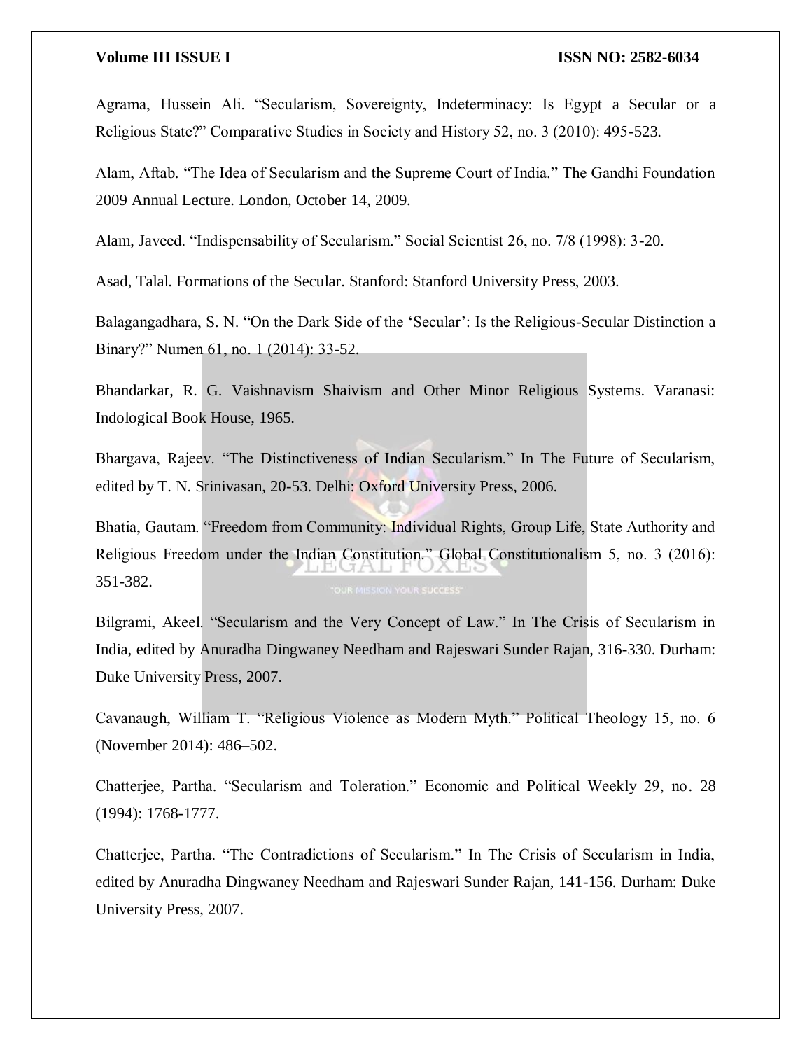Agrama, Hussein Ali. “Secularism, Sovereignty, Indeterminacy: Is Egypt a Secular or a Religious State?” Comparative Studies in Society and History 52, no. 3 (2010): 495-523.

Alam, Aftab. “The Idea of Secularism and the Supreme Court of India.” The Gandhi Foundation 2009 Annual Lecture. London, October 14, 2009.

Alam, Javeed. “Indispensability of Secularism.” Social Scientist 26, no. 7/8 (1998): 3-20.

Asad, Talal. Formations of the Secular. Stanford: Stanford University Press, 2003.

Balagangadhara, S. N. “On the Dark Side of the ‘Secular’: Is the Religious-Secular Distinction a Binary?” Numen 61, no. 1 (2014): 33-52.

Bhandarkar, R. G. Vaishnavism Shaivism and Other Minor Religious Systems. Varanasi: Indological Book House, 1965.

Bhargava, Rajeev. “The Distinctiveness of Indian Secularism.” In The Future of Secularism, edited by T. N. Srinivasan, 20-53. Delhi: Oxford University Press, 2006.

Bhatia, Gautam. “Freedom from Community: Individual Rights, Group Life, State Authority and Religious Freedom under the Indian Constitution.” Global Constitutionalism 5, no. 3 (2016): 351-382.

Bilgrami, Akeel. “Secularism and the Very Concept of Law.” In The Crisis of Secularism in India, edited by Anuradha Dingwaney Needham and Rajeswari Sunder Rajan, 316-330. Durham: Duke University Press, 2007.

Cavanaugh, William T. “Religious Violence as Modern Myth.” Political Theology 15, no. 6 (November 2014): 486–502.

Chatterjee, Partha. “Secularism and Toleration.” Economic and Political Weekly 29, no. 28 (1994): 1768-1777.

Chatterjee, Partha. “The Contradictions of Secularism.” In The Crisis of Secularism in India, edited by Anuradha Dingwaney Needham and Rajeswari Sunder Rajan, 141-156. Durham: Duke University Press, 2007.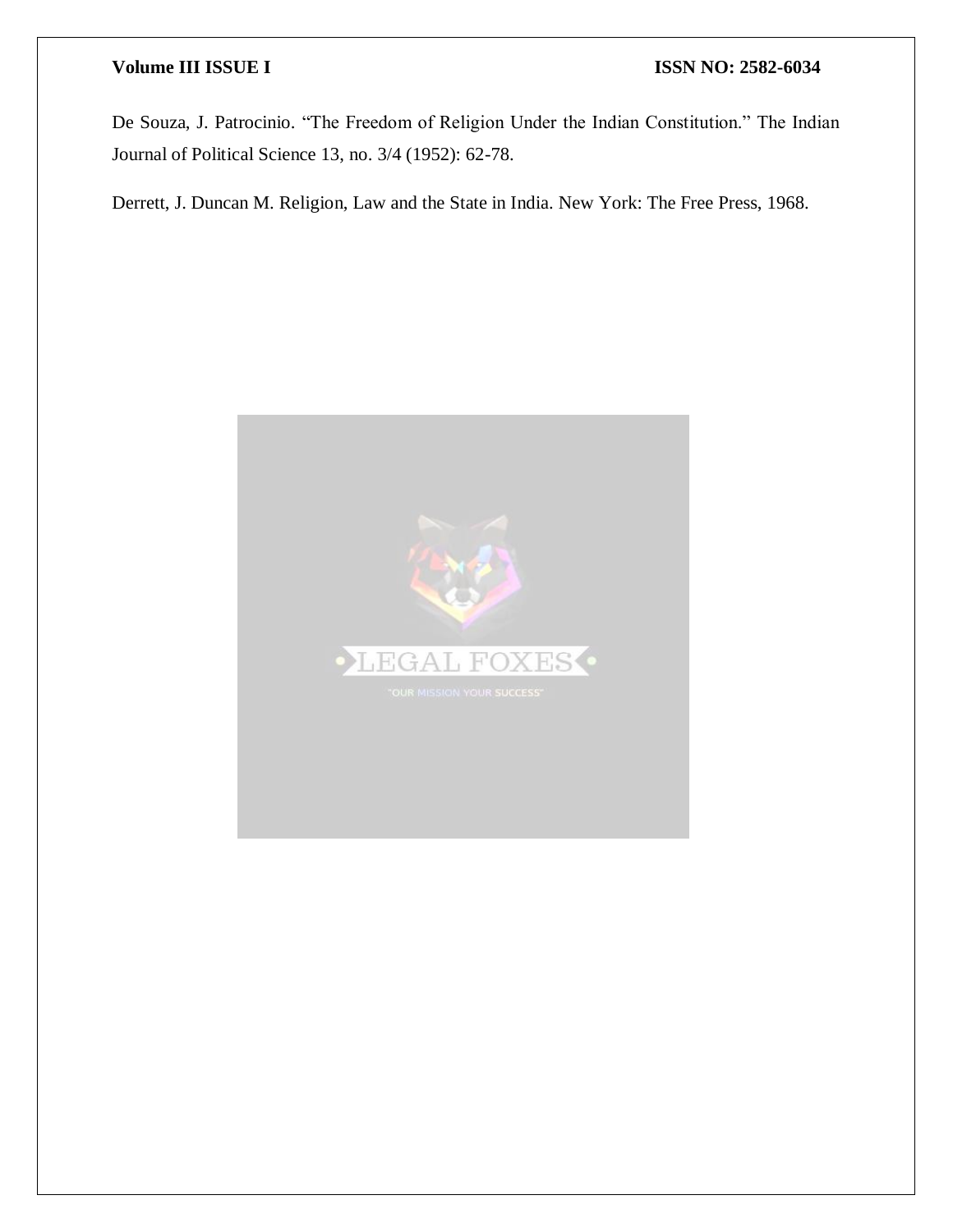De Souza, J. Patrocinio. “The Freedom of Religion Under the Indian Constitution.” The Indian Journal of Political Science 13, no. 3/4 (1952): 62-78.

Derrett, J. Duncan M. Religion, Law and the State in India. New York: The Free Press, 1968.